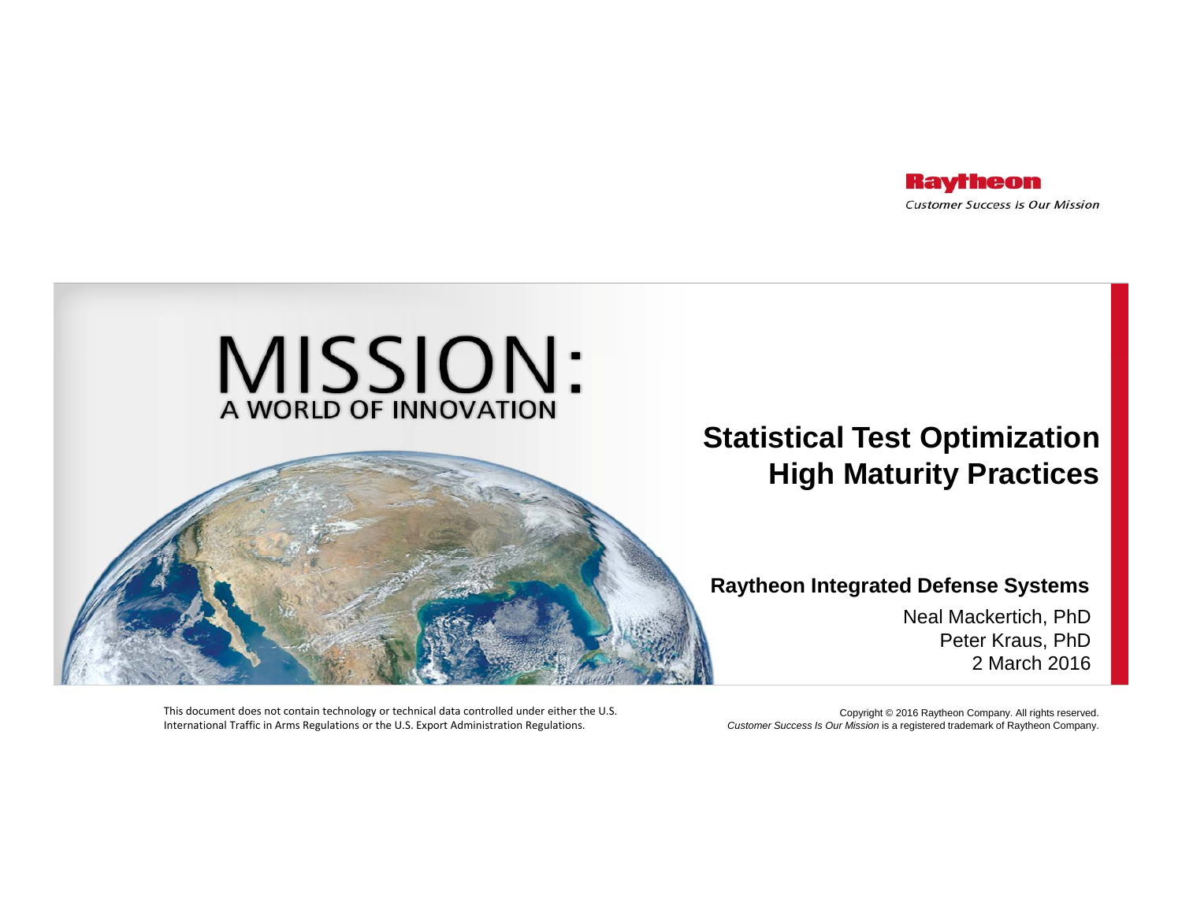Raytheon

*Customer Success Is Our Mission*

MISSION:
A WORLD OF INNOVATION

# Statistical Test Optimization High Maturity Practices

**Raytheon Integrated Defense Systems**

Neal Mackertich, PhD
Peter Kraus, PhD
2 March 2016

This document does not contain technology or technical data controlled under either the U.S. International Traffic in Arms Regulations or the U.S. Export Administration Regulations.

Copyright © 2016 Raytheon Company. All rights reserved.
*Customer Success Is Our Mission* is a registered trademark of Raytheon Company.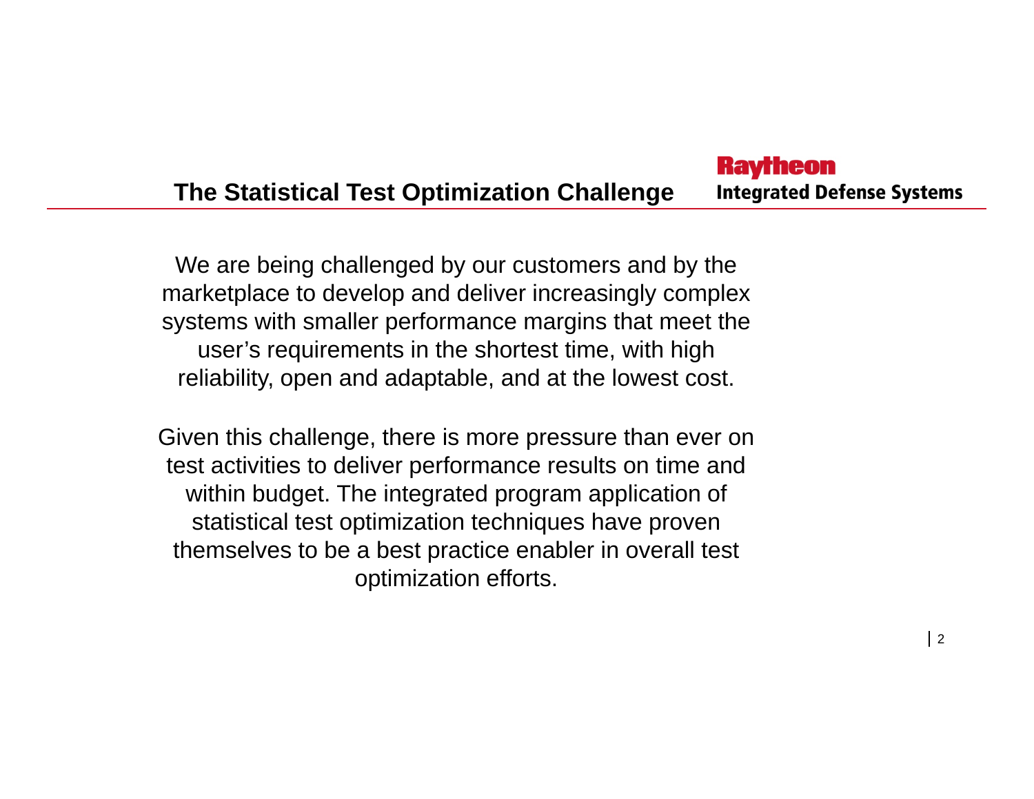## The Statistical Test Optimization Challenge

We are being challenged by our customers and by the marketplace to develop and deliver increasingly complex systems with smaller performance margins that meet the user's requirements in the shortest time, with high reliability, open and adaptable, and at the lowest cost.

Given this challenge, there is more pressure than ever on test activities to deliver performance results on time and within budget. The integrated program application of statistical test optimization techniques have proven themselves to be a best practice enabler in overall test optimization efforts.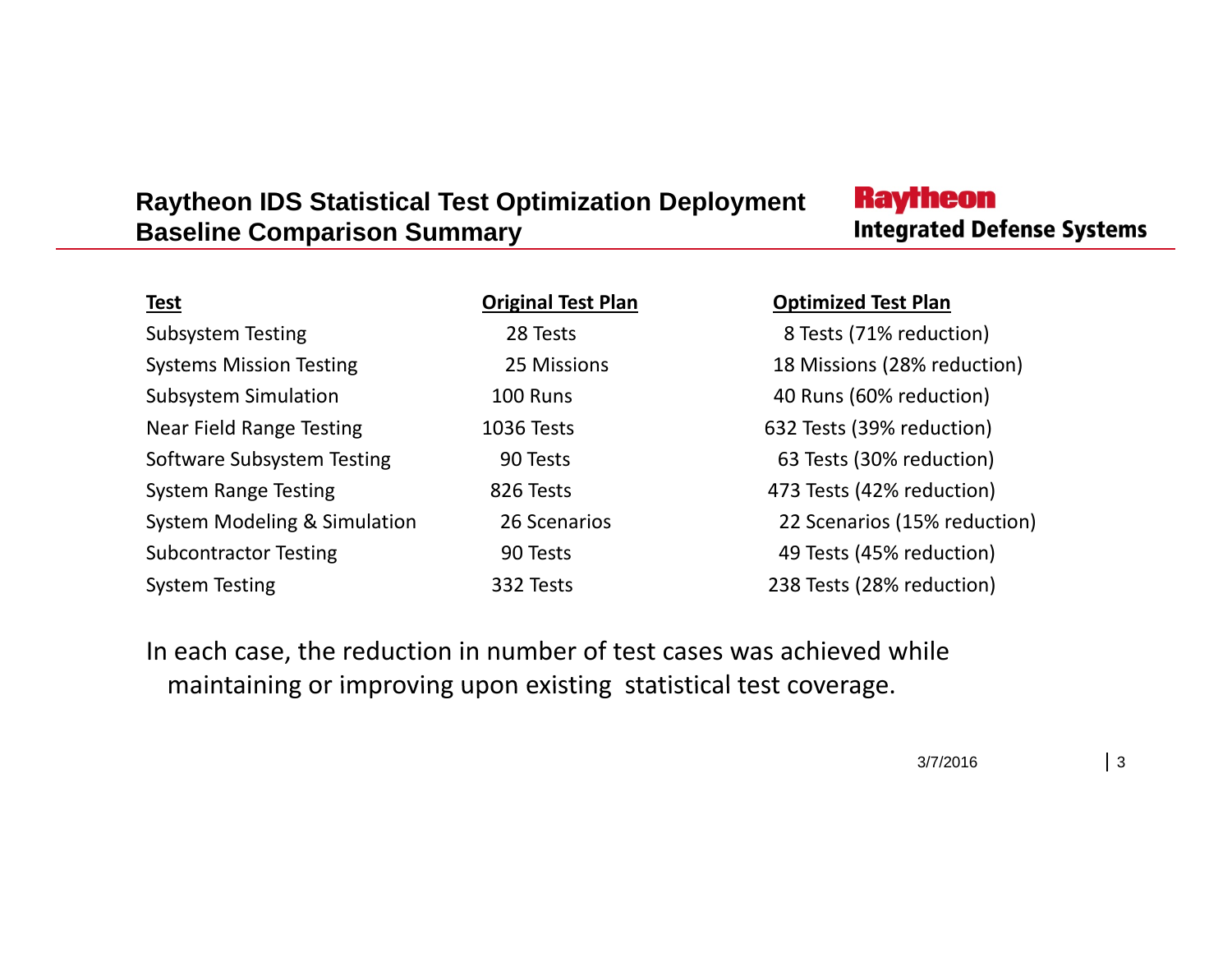# Raytheon IDS Statistical Test Optimization Deployment Baseline Comparison Summary

**Raytheon Integrated Defense Systems**

| Test | Original Test Plan | Optimized Test Plan |
| --- | --- | --- |
| Subsystem Testing | 28 Tests | 8 Tests (71% reduction) |
| Systems Mission Testing | 25 Missions | 18 Missions (28% reduction) |
| Subsystem Simulation | 100 Runs | 40 Runs (60% reduction) |
| Near Field Range Testing | 1036 Tests | 632 Tests (39% reduction) |
| Software Subsystem Testing | 90 Tests | 63 Tests (30% reduction) |
| System Range Testing | 826 Tests | 473 Tests (42% reduction) |
| System Modeling & Simulation | 26 Scenarios | 22 Scenarios (15% reduction) |
| Subcontractor Testing | 90 Tests | 49 Tests (45% reduction) |
| System Testing | 332 Tests | 238 Tests (28% reduction) |

In each case, the reduction in number of test cases was achieved while maintaining or improving upon existing statistical test coverage.

3/7/2016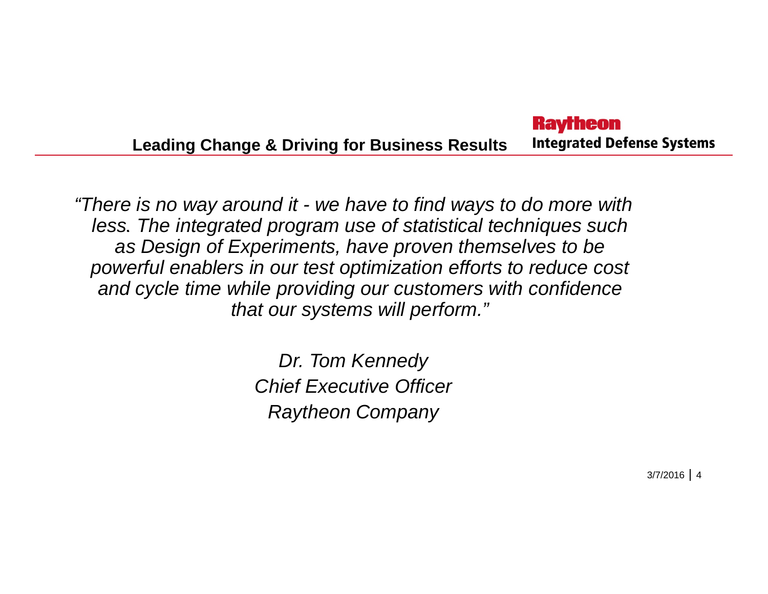## Leading Change & Driving for Business Results

*"There is no way around it - we have to find ways to do more with less. The integrated program use of statistical techniques such as Design of Experiments, have proven themselves to be powerful enablers in our test optimization efforts to reduce cost and cycle time while providing our customers with confidence that our systems will perform."*

*Dr. Tom Kennedy*
*Chief Executive Officer*
*Raytheon Company*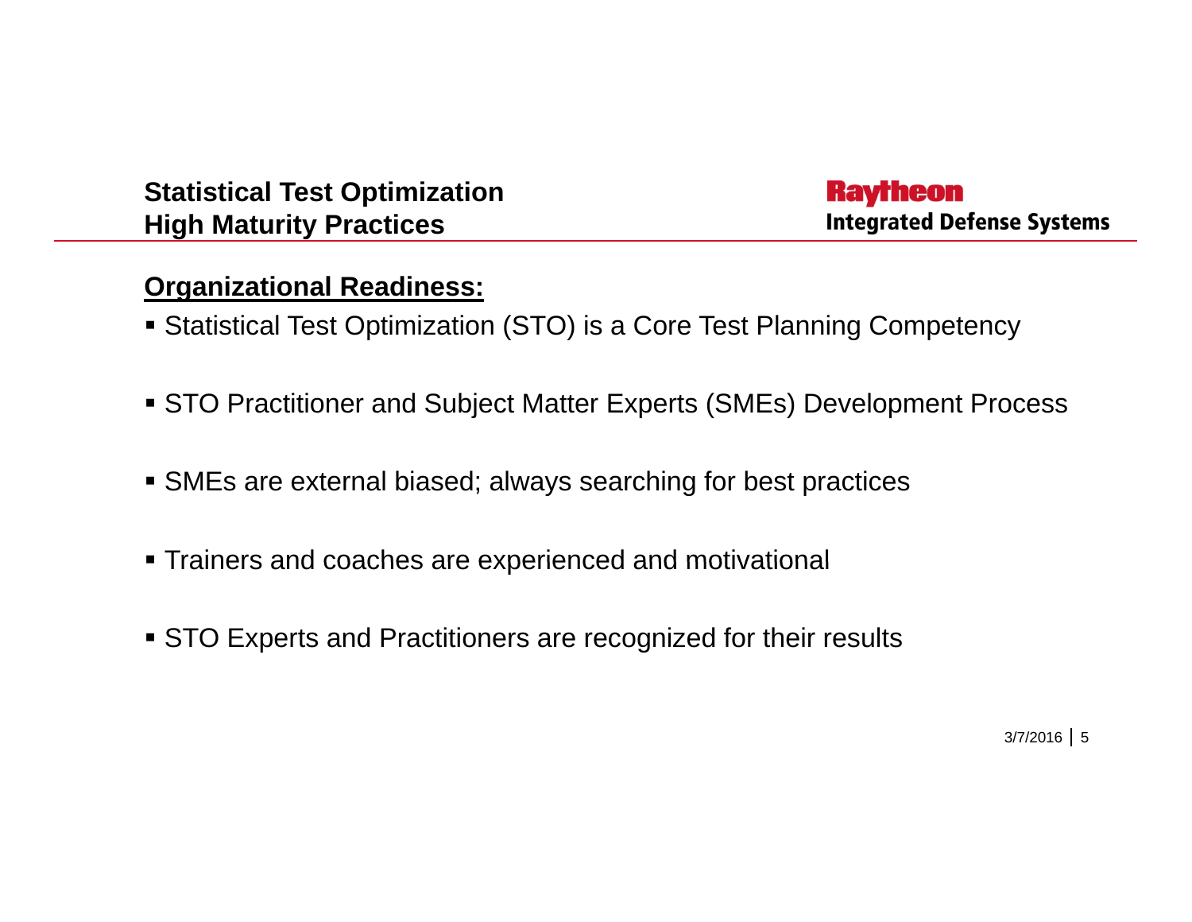## Statistical Test Optimization High Maturity Practices

**Raytheon Integrated Defense Systems**

### Organizational Readiness:

- Statistical Test Optimization (STO) is a Core Test Planning Competency
- STO Practitioner and Subject Matter Experts (SMEs) Development Process
- SMEs are external biased; always searching for best practices
- Trainers and coaches are experienced and motivational
- STO Experts and Practitioners are recognized for their results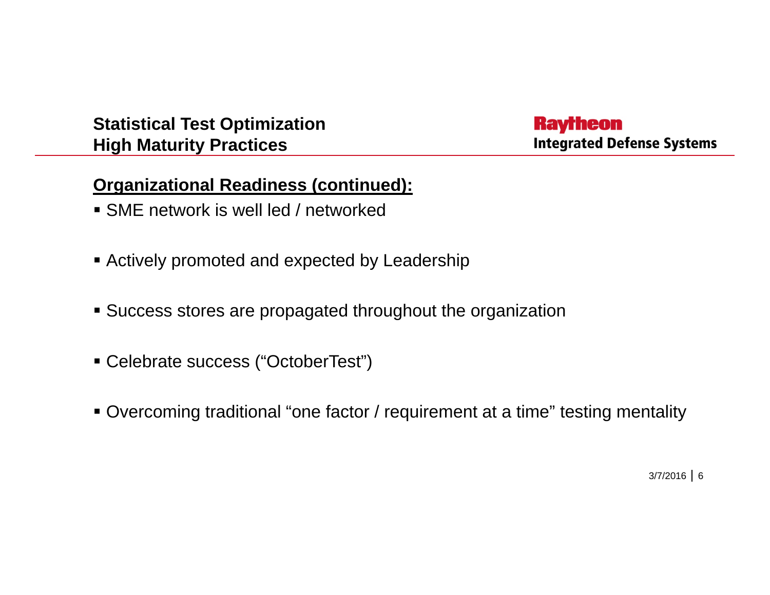## Organizational Readiness (continued):

- SME network is well led / networked
- Actively promoted and expected by Leadership
- Success stores are propagated throughout the organization
- Celebrate success (“OctoberTest”)
- Overcoming traditional “one factor / requirement at a time” testing mentality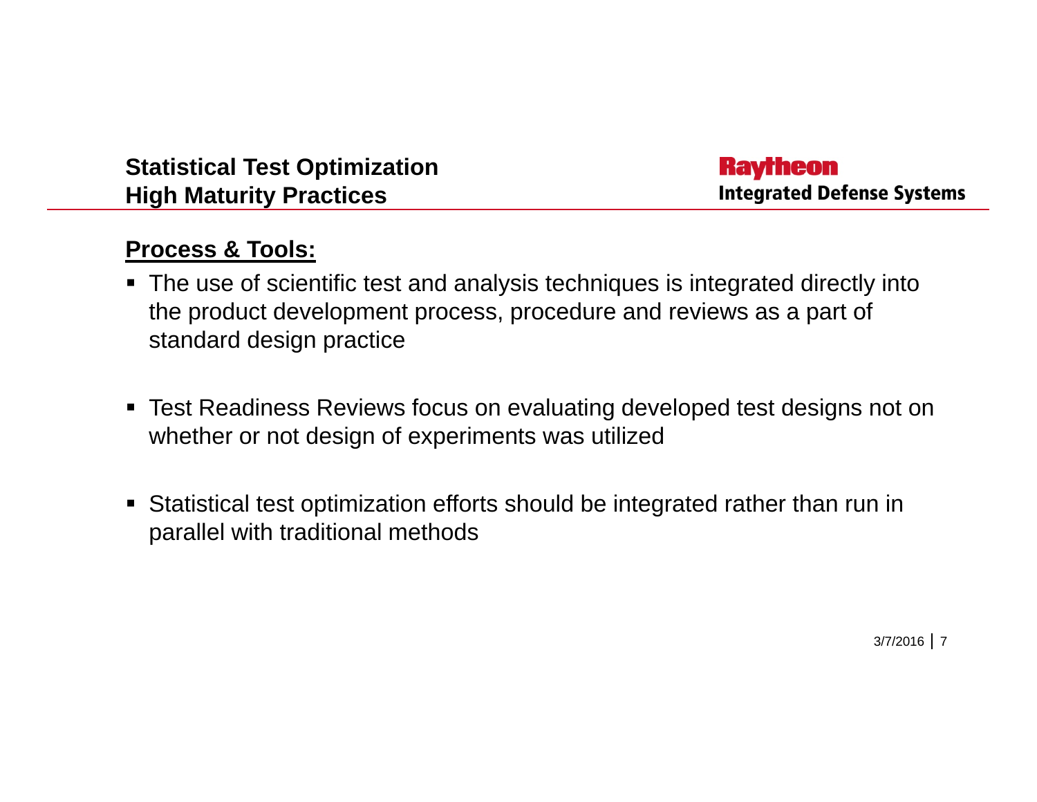# Statistical Test Optimization
# High Maturity Practices

## Process & Tools:

- The use of scientific test and analysis techniques is integrated directly into the product development process, procedure and reviews as a part of standard design practice
- Test Readiness Reviews focus on evaluating developed test designs not on whether or not design of experiments was utilized
- Statistical test optimization efforts should be integrated rather than run in parallel with traditional methods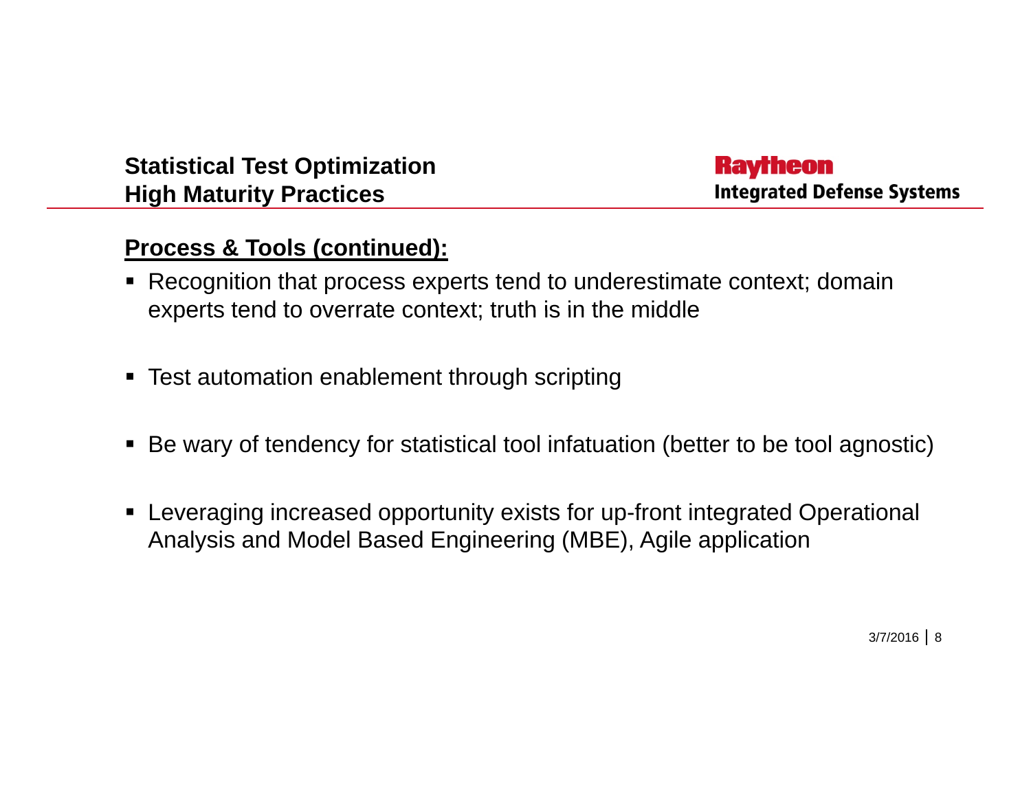# Statistical Test Optimization
# High Maturity Practices

## Process & Tools (continued):

- Recognition that process experts tend to underestimate context; domain experts tend to overrate context; truth is in the middle
- Test automation enablement through scripting
- Be wary of tendency for statistical tool infatuation (better to be tool agnostic)
- Leveraging increased opportunity exists for up-front integrated Operational Analysis and Model Based Engineering (MBE), Agile application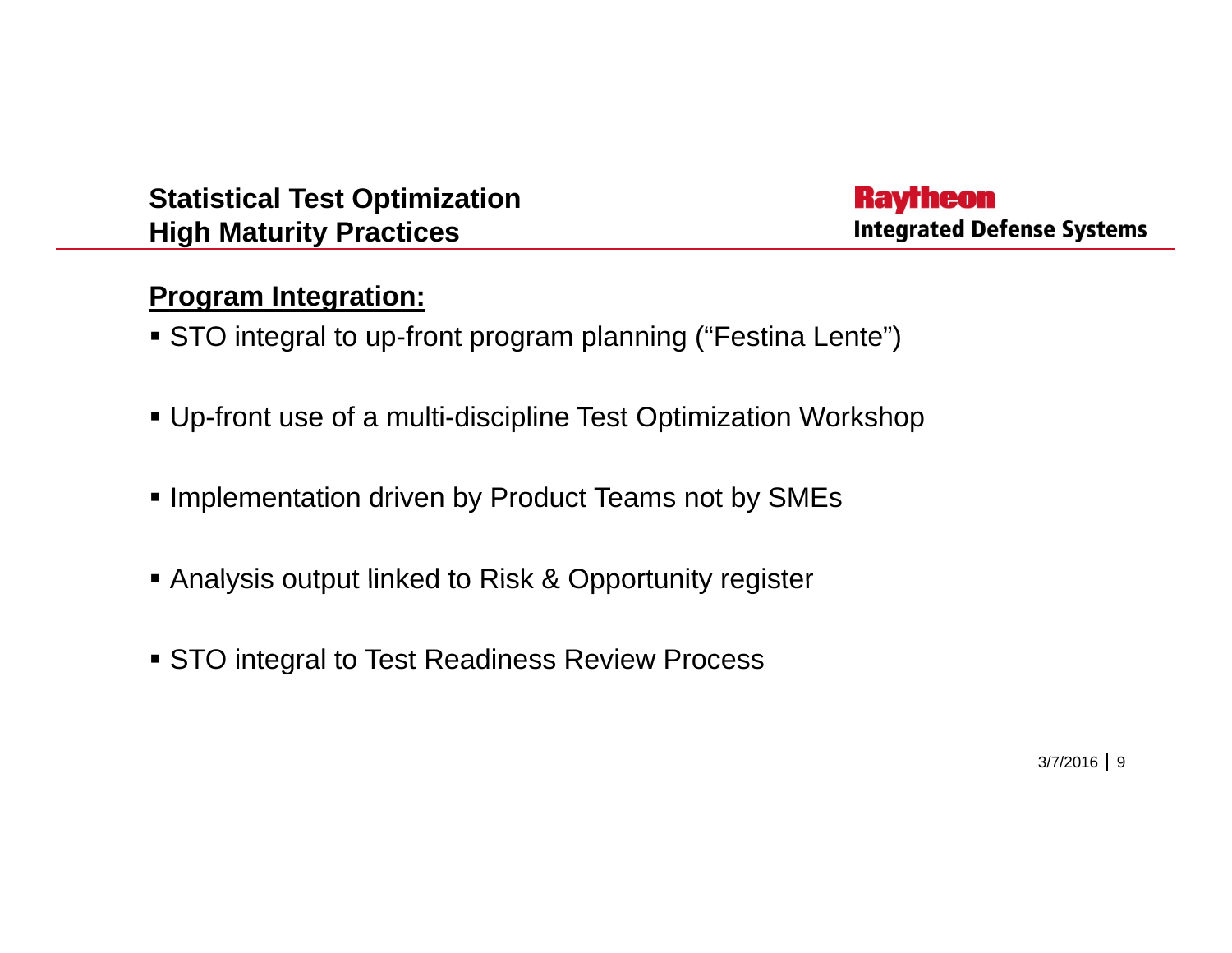# Statistical Test Optimization
## High Maturity Practices

Raytheon
Integrated Defense Systems

**Program Integration:**

- STO integral to up-front program planning (“Festina Lente”)
- Up-front use of a multi-discipline Test Optimization Workshop
- Implementation driven by Product Teams not by SMEs
- Analysis output linked to Risk & Opportunity register
- STO integral to Test Readiness Review Process

3/7/2016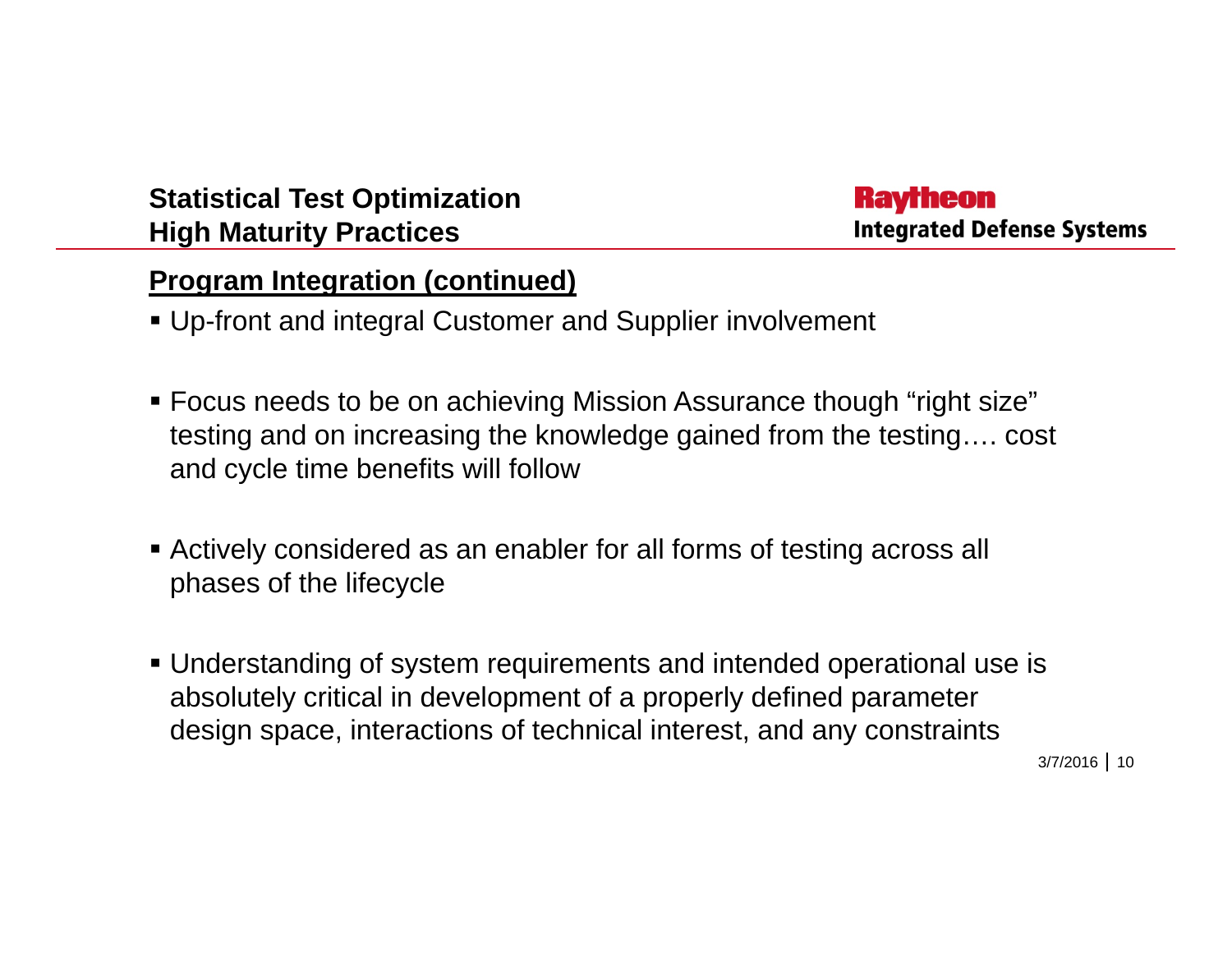**Statistical Test Optimization**
**High Maturity Practices**

Raytheon
Integrated Defense Systems

## Program Integration (continued)

- Up-front and integral Customer and Supplier involvement
- Focus needs to be on achieving Mission Assurance though "right size" testing and on increasing the knowledge gained from the testing…. cost and cycle time benefits will follow
- Actively considered as an enabler for all forms of testing across all phases of the lifecycle
- Understanding of system requirements and intended operational use is absolutely critical in development of a properly defined parameter design space, interactions of technical interest, and any constraints

3/7/2016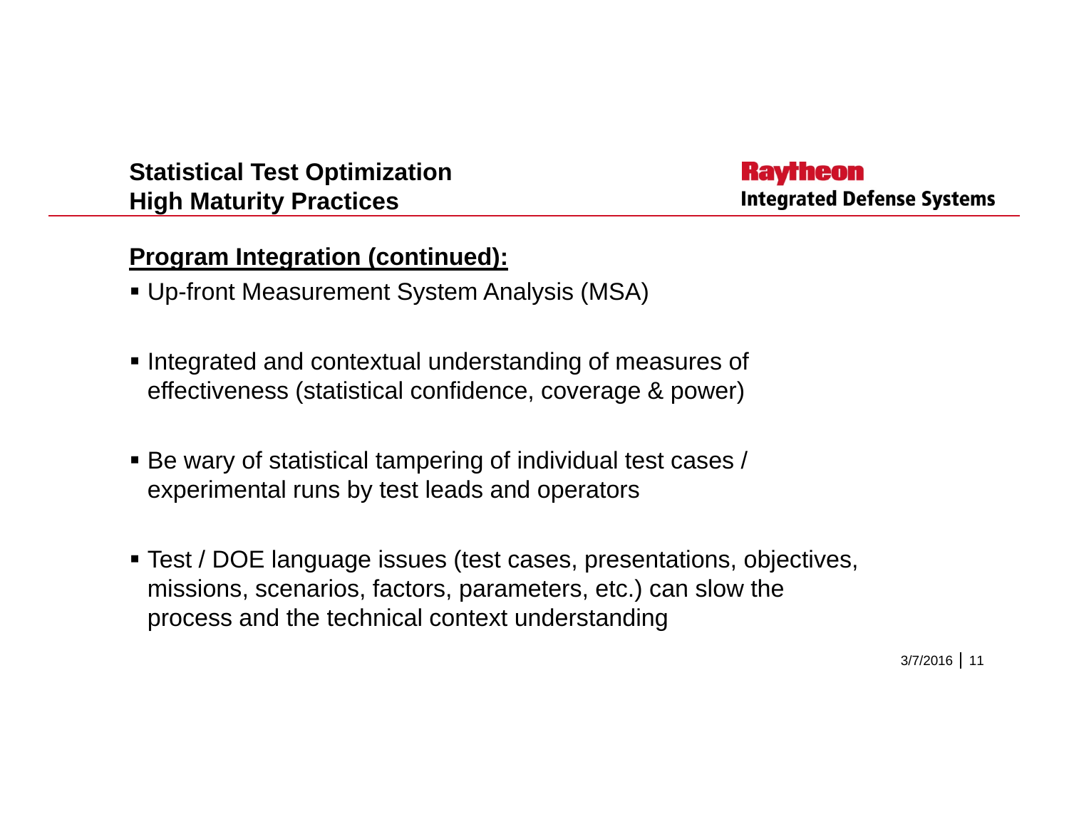## Program Integration (continued):

- Up-front Measurement System Analysis (MSA)
- Integrated and contextual understanding of measures of effectiveness (statistical confidence, coverage & power)
- Be wary of statistical tampering of individual test cases / experimental runs by test leads and operators
- Test / DOE language issues (test cases, presentations, objectives, missions, scenarios, factors, parameters, etc.) can slow the process and the technical context understanding